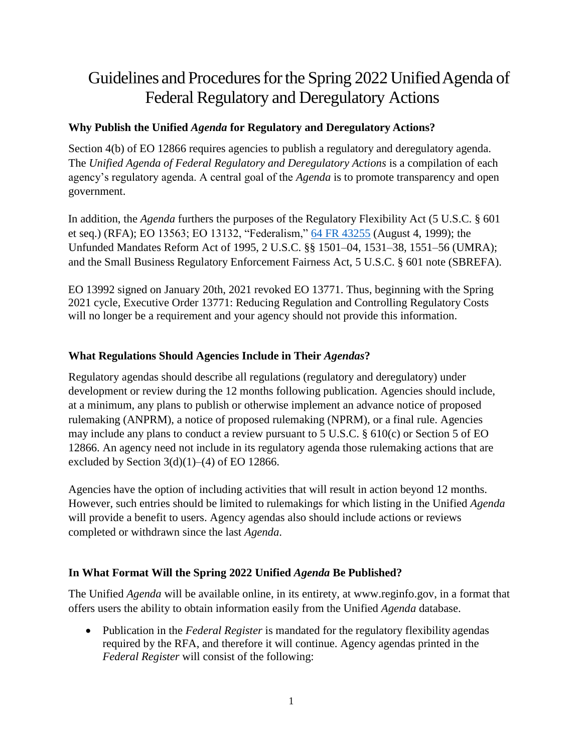# Guidelines and Procedures for the Spring 2022 Unified Agenda of Federal Regulatory and Deregulatory Actions

## Why Publish the Unified *Agenda* for Regulatory and Deregulatory Actions?

Section 4(b) of EO 12866 requires agencies to publish a regulatory and deregulatory agenda. The *Unified Agenda of Federal Regulatory and Deregulatory Actions* is a compilation of each agency's regulatory agenda. A central goal of the *Agenda* is to promote transparency and open government.

In addition, the *Agenda* furthers the purposes of the Regulatory Flexibility Act (5 U.S.C. § 601 et seq.) (RFA); EO 13563; EO 13132, "Federalism," 64 FR 43255 (August 4, 1999); the Unfunded Mandates Reform Act of 1995, 2 U.S.C. §§ 1501–04, 1531–38, 1551–56 (UMRA); and the Small Business Regulatory Enforcement Fairness Act, 5 U.S.C. § 601 note (SBREFA).

EO 13992 signed on January 20th, 2021 revoked EO 13771. Thus, beginning with the Spring 2021 cycle, Executive Order 13771: Reducing Regulation and Controlling Regulatory Costs will no longer be a requirement and your agency should not provide this information.

## What Regulations Should Agencies Include in Their *Agendas*?

Regulatory agendas should describe all regulations (regulatory and deregulatory) under development or review during the 12 months following publication. Agencies should include, at a minimum, any plans to publish or otherwise implement an advance notice of proposed rulemaking (ANPRM), a notice of proposed rulemaking (NPRM), or a final rule. Agencies may include any plans to conduct a review pursuant to 5 U.S.C. § 610(c) or Section 5 of EO 12866. An agency need not include in its regulatory agenda those rulemaking actions that are excluded by Section 3(d)(1)–(4) of EO 12866.

Agencies have the option of including activities that will result in action beyond 12 months. However, such entries should be limited to rulemakings for which listing in the Unified *Agenda* will provide a benefit to users. Agency agendas also should include actions or reviews completed or withdrawn since the last *Agenda*.

## In What Format Will the Spring 2022 Unified *Agenda* Be Published?

The Unified *Agenda* will be available online, in its entirety, at www.reginfo.gov, in a format that offers users the ability to obtain information easily from the Unified *Agenda* database.

- Publication in the *Federal Register* is mandated for the regulatory flexibility agendas required by the RFA, and therefore it will continue. Agency agendas printed in the *Federal Register* will consist of the following: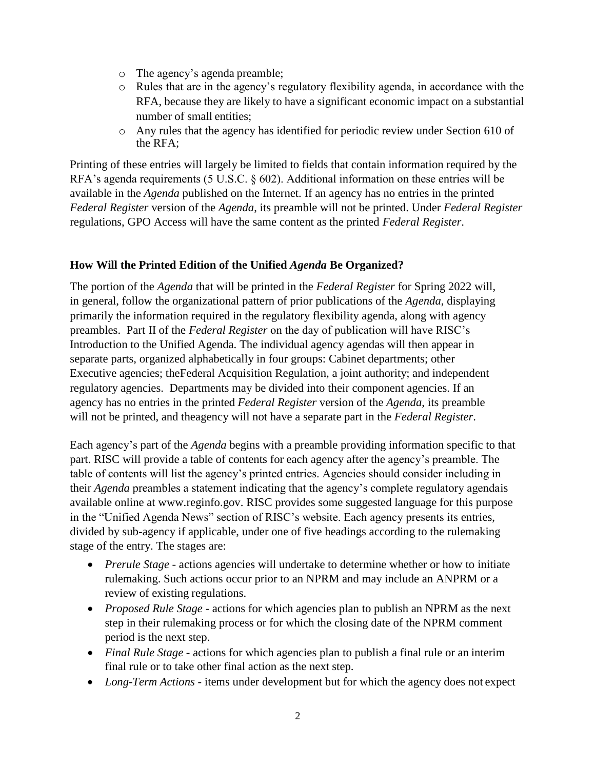- The agency's agenda preamble;
  - Rules that are in the agency's regulatory flexibility agenda, in accordance with the RFA, because they are likely to have a significant economic impact on a substantial number of small entities;
  - Any rules that the agency has identified for periodic review under Section 610 of the RFA;

Printing of these entries will largely be limited to fields that contain information required by the RFA's agenda requirements (5 U.S.C. § 602). Additional information on these entries will be available in the *Agenda* published on the Internet. If an agency has no entries in the printed *Federal Register* version of the *Agenda*, its preamble will not be printed. Under *Federal Register* regulations, GPO Access will have the same content as the printed *Federal Register*.

### How Will the Printed Edition of the Unified *Agenda* Be Organized?

The portion of the *Agenda* that will be printed in the *Federal Register* for Spring 2022 will, in general, follow the organizational pattern of prior publications of the *Agenda*, displaying primarily the information required in the regulatory flexibility agenda, along with agency preambles. Part II of the *Federal Register* on the day of publication will have RISC's Introduction to the Unified Agenda. The individual agency agendas will then appear in separate parts, organized alphabetically in four groups: Cabinet departments; other Executive agencies; theFederal Acquisition Regulation, a joint authority; and independent regulatory agencies. Departments may be divided into their component agencies. If an agency has no entries in the printed *Federal Register* version of the *Agenda*, its preamble will not be printed, and theagency will not have a separate part in the *Federal Register*.

Each agency's part of the *Agenda* begins with a preamble providing information specific to that part. RISC will provide a table of contents for each agency after the agency's preamble. The table of contents will list the agency's printed entries. Agencies should consider including in their *Agenda* preambles a statement indicating that the agency's complete regulatory agendais available online at www.reginfo.gov. RISC provides some suggested language for this purpose in the "Unified Agenda News" section of RISC's website. Each agency presents its entries, divided by sub-agency if applicable, under one of five headings according to the rulemaking stage of the entry. The stages are:

- *Prerule Stage* - actions agencies will undertake to determine whether or how to initiate rulemaking. Such actions occur prior to an NPRM and may include an ANPRM or a review of existing regulations.
- *Proposed Rule Stage* - actions for which agencies plan to publish an NPRM as the next step in their rulemaking process or for which the closing date of the NPRM comment period is the next step.
- *Final Rule Stage* - actions for which agencies plan to publish a final rule or an interim final rule or to take other final action as the next step.
- *Long-Term Actions* - items under development but for which the agency does not expect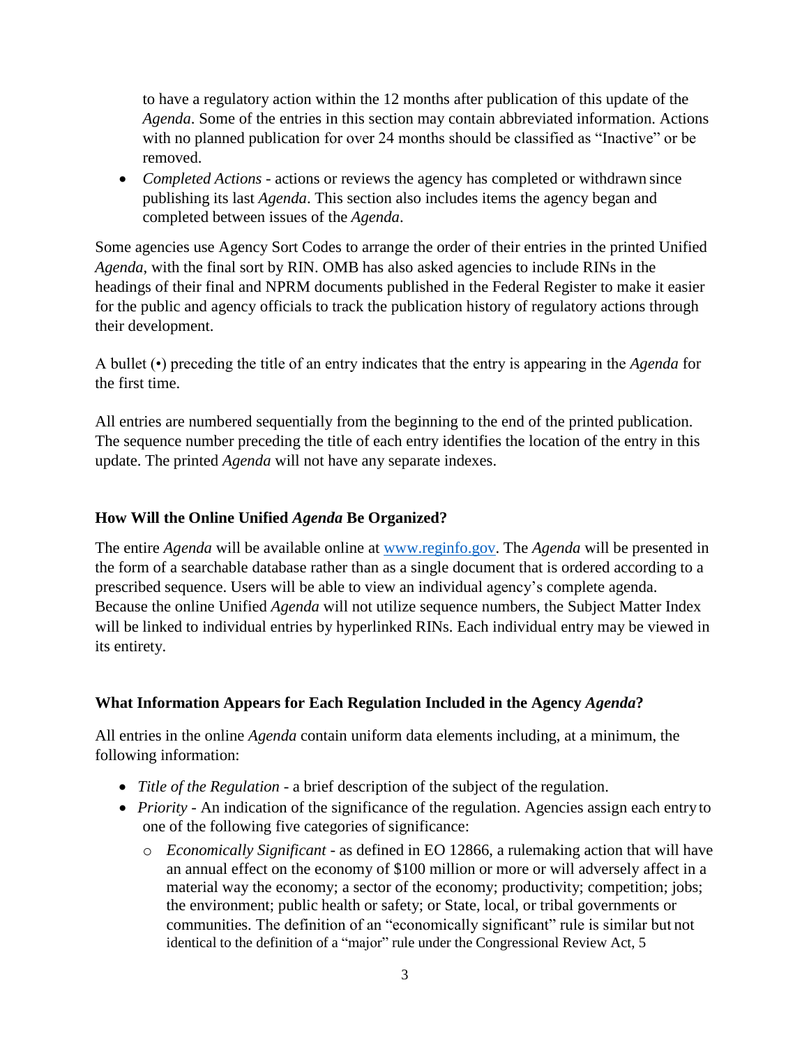to have a regulatory action within the 12 months after publication of this update of the *Agenda*. Some of the entries in this section may contain abbreviated information. Actions with no planned publication for over 24 months should be classified as "Inactive" or be removed.

- *Completed Actions* - actions or reviews the agency has completed or withdrawn since publishing its last *Agenda*. This section also includes items the agency began and completed between issues of the *Agenda*.

Some agencies use Agency Sort Codes to arrange the order of their entries in the printed Unified *Agenda*, with the final sort by RIN. OMB has also asked agencies to include RINs in the headings of their final and NPRM documents published in the Federal Register to make it easier for the public and agency officials to track the publication history of regulatory actions through their development.

A bullet (•) preceding the title of an entry indicates that the entry is appearing in the *Agenda* for the first time.

All entries are numbered sequentially from the beginning to the end of the printed publication. The sequence number preceding the title of each entry identifies the location of the entry in this update. The printed *Agenda* will not have any separate indexes.

### How Will the Online Unified *Agenda* Be Organized?

The entire *Agenda* will be available online at www.reginfo.gov. The *Agenda* will be presented in the form of a searchable database rather than as a single document that is ordered according to a prescribed sequence. Users will be able to view an individual agency's complete agenda. Because the online Unified *Agenda* will not utilize sequence numbers, the Subject Matter Index will be linked to individual entries by hyperlinked RINs. Each individual entry may be viewed in its entirety.

### What Information Appears for Each Regulation Included in the Agency *Agenda*?

All entries in the online *Agenda* contain uniform data elements including, at a minimum, the following information:

- *Title of the Regulation* - a brief description of the subject of the regulation.
- *Priority* - An indication of the significance of the regulation. Agencies assign each entry to one of the following five categories of significance:
  - *Economically Significant* - as defined in EO 12866, a rulemaking action that will have an annual effect on the economy of $100 million or more or will adversely affect in a material way the economy; a sector of the economy; productivity; competition; jobs; the environment; public health or safety; or State, local, or tribal governments or communities. The definition of an "economically significant" rule is similar but not identical to the definition of a "major" rule under the Congressional Review Act, 5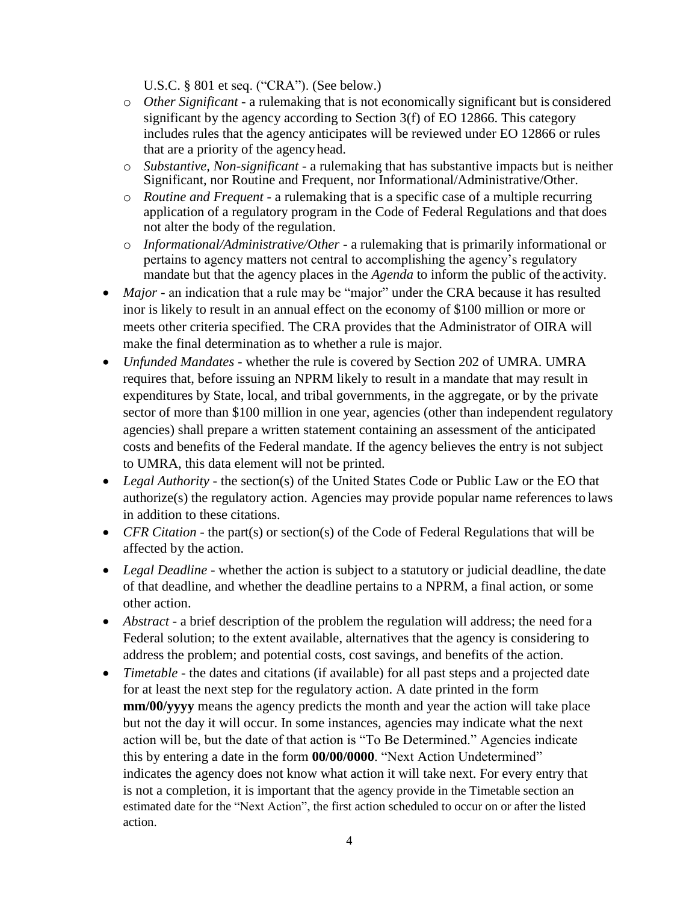U.S.C. § 801 et seq. ("CRA"). (See below.)

  - *Other Significant* - a rulemaking that is not economically significant but is considered significant by the agency according to Section 3(f) of EO 12866. This category includes rules that the agency anticipates will be reviewed under EO 12866 or rules that are a priority of the agency head.
  - *Substantive, Non-significant* - a rulemaking that has substantive impacts but is neither Significant, nor Routine and Frequent, nor Informational/Administrative/Other.
  - *Routine and Frequent* - a rulemaking that is a specific case of a multiple recurring application of a regulatory program in the Code of Federal Regulations and that does not alter the body of the regulation.
  - *Informational/Administrative/Other* - a rulemaking that is primarily informational or pertains to agency matters not central to accomplishing the agency's regulatory mandate but that the agency places in the *Agenda* to inform the public of the activity.

- *Major* - an indication that a rule may be "major" under the CRA because it has resulted inor is likely to result in an annual effect on the economy of $100 million or more or meets other criteria specified. The CRA provides that the Administrator of OIRA will make the final determination as to whether a rule is major.
- *Unfunded Mandates* - whether the rule is covered by Section 202 of UMRA. UMRA requires that, before issuing an NPRM likely to result in a mandate that may result in expenditures by State, local, and tribal governments, in the aggregate, or by the private sector of more than $100 million in one year, agencies (other than independent regulatory agencies) shall prepare a written statement containing an assessment of the anticipated costs and benefits of the Federal mandate. If the agency believes the entry is not subject to UMRA, this data element will not be printed.
- *Legal Authority* - the section(s) of the United States Code or Public Law or the EO that authorize(s) the regulatory action. Agencies may provide popular name references to laws in addition to these citations.
- *CFR Citation* - the part(s) or section(s) of the Code of Federal Regulations that will be affected by the action.
- *Legal Deadline* - whether the action is subject to a statutory or judicial deadline, the date of that deadline, and whether the deadline pertains to a NPRM, a final action, or some other action.
- *Abstract* - a brief description of the problem the regulation will address; the need for a Federal solution; to the extent available, alternatives that the agency is considering to address the problem; and potential costs, cost savings, and benefits of the action.
- *Timetable* - the dates and citations (if available) for all past steps and a projected date for at least the next step for the regulatory action. A date printed in the form **mm/00/yyyy** means the agency predicts the month and year the action will take place but not the day it will occur. In some instances, agencies may indicate what the next action will be, but the date of that action is "To Be Determined." Agencies indicate this by entering a date in the form **00/00/0000**. "Next Action Undetermined" indicates the agency does not know what action it will take next. For every entry that is not a completion, it is important that the agency provide in the Timetable section an estimated date for the "Next Action", the first action scheduled to occur on or after the listed action.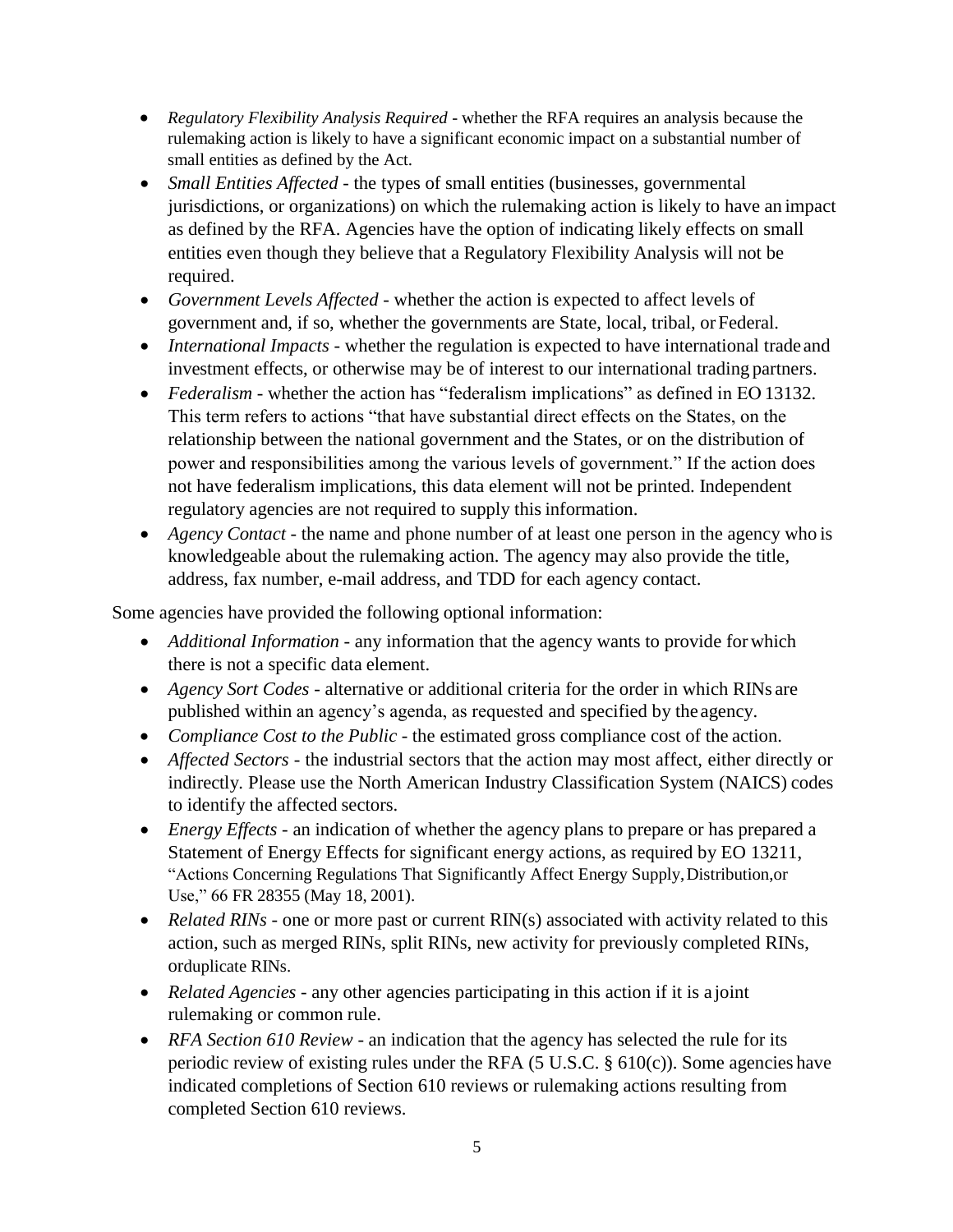- *Regulatory Flexibility Analysis Required* - whether the RFA requires an analysis because the rulemaking action is likely to have a significant economic impact on a substantial number of small entities as defined by the Act.
- *Small Entities Affected* - the types of small entities (businesses, governmental jurisdictions, or organizations) on which the rulemaking action is likely to have an impact as defined by the RFA. Agencies have the option of indicating likely effects on small entities even though they believe that a Regulatory Flexibility Analysis will not be required.
- *Government Levels Affected* - whether the action is expected to affect levels of government and, if so, whether the governments are State, local, tribal, or Federal.
- *International Impacts* - whether the regulation is expected to have international trade and investment effects, or otherwise may be of interest to our international trading partners.
- *Federalism* - whether the action has "federalism implications" as defined in EO 13132. This term refers to actions "that have substantial direct effects on the States, on the relationship between the national government and the States, or on the distribution of power and responsibilities among the various levels of government." If the action does not have federalism implications, this data element will not be printed. Independent regulatory agencies are not required to supply this information.
- *Agency Contact* - the name and phone number of at least one person in the agency who is knowledgeable about the rulemaking action. The agency may also provide the title, address, fax number, e-mail address, and TDD for each agency contact.

Some agencies have provided the following optional information:

- *Additional Information* - any information that the agency wants to provide for which there is not a specific data element.
- *Agency Sort Codes* - alternative or additional criteria for the order in which RINs are published within an agency's agenda, as requested and specified by the agency.
- *Compliance Cost to the Public* - the estimated gross compliance cost of the action.
- *Affected Sectors* - the industrial sectors that the action may most affect, either directly or indirectly. Please use the North American Industry Classification System (NAICS) codes to identify the affected sectors.
- *Energy Effects* - an indication of whether the agency plans to prepare or has prepared a Statement of Energy Effects for significant energy actions, as required by EO 13211, "Actions Concerning Regulations That Significantly Affect Energy Supply, Distribution, or Use," 66 FR 28355 (May 18, 2001).
- *Related RINs* - one or more past or current RIN(s) associated with activity related to this action, such as merged RINs, split RINs, new activity for previously completed RINs, or duplicate RINs.
- *Related Agencies* - any other agencies participating in this action if it is a joint rulemaking or common rule.
- *RFA Section 610 Review* - an indication that the agency has selected the rule for its periodic review of existing rules under the RFA (5 U.S.C. § 610(c)). Some agencies have indicated completions of Section 610 reviews or rulemaking actions resulting from completed Section 610 reviews.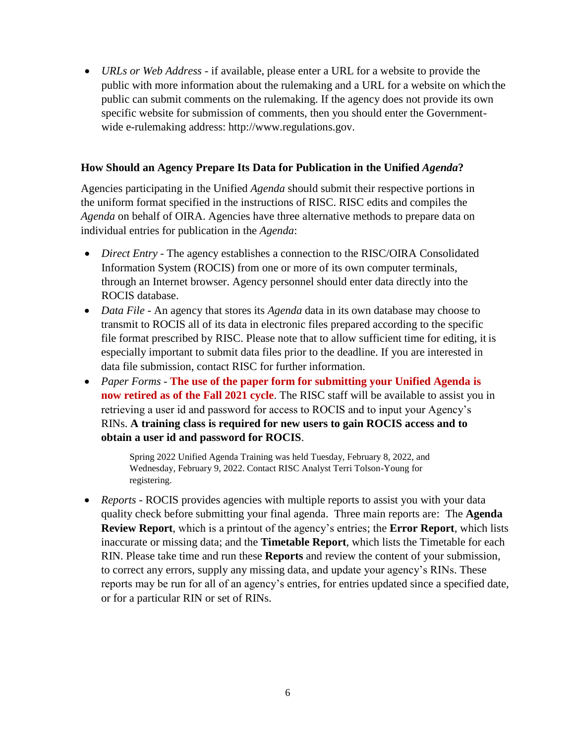- *URLs or Web Address* - if available, please enter a URL for a website to provide the public with more information about the rulemaking and a URL for a website on which the public can submit comments on the rulemaking. If the agency does not provide its own specific website for submission of comments, then you should enter the Government-wide e-rulemaking address: http://www.regulations.gov.

### How Should an Agency Prepare Its Data for Publication in the Unified *Agenda*?

Agencies participating in the Unified *Agenda* should submit their respective portions in the uniform format specified in the instructions of RISC. RISC edits and compiles the *Agenda* on behalf of OIRA. Agencies have three alternative methods to prepare data on individual entries for publication in the *Agenda*:

- *Direct Entry* - The agency establishes a connection to the RISC/OIRA Consolidated Information System (ROCIS) from one or more of its own computer terminals, through an Internet browser. Agency personnel should enter data directly into the ROCIS database.
- *Data File* - An agency that stores its *Agenda* data in its own database may choose to transmit to ROCIS all of its data in electronic files prepared according to the specific file format prescribed by RISC. Please note that to allow sufficient time for editing, it is especially important to submit data files prior to the deadline. If you are interested in data file submission, contact RISC for further information.
- *Paper Forms* - **The use of the paper form for submitting your Unified Agenda is now retired as of the Fall 2021 cycle**. The RISC staff will be available to assist you in retrieving a user id and password for access to ROCIS and to input your Agency's RINs. **A training class is required for new users to gain ROCIS access and to obtain a user id and password for ROCIS**.

  Spring 2022 Unified Agenda Training was held Tuesday, February 8, 2022, and Wednesday, February 9, 2022. Contact RISC Analyst Terri Tolson-Young for registering.

- *Reports* - ROCIS provides agencies with multiple reports to assist you with your data quality check before submitting your final agenda. Three main reports are: The **Agenda Review Report**, which is a printout of the agency's entries; the **Error Report**, which lists inaccurate or missing data; and the **Timetable Report**, which lists the Timetable for each RIN. Please take time and run these **Reports** and review the content of your submission, to correct any errors, supply any missing data, and update your agency's RINs. These reports may be run for all of an agency's entries, for entries updated since a specified date, or for a particular RIN or set of RINs.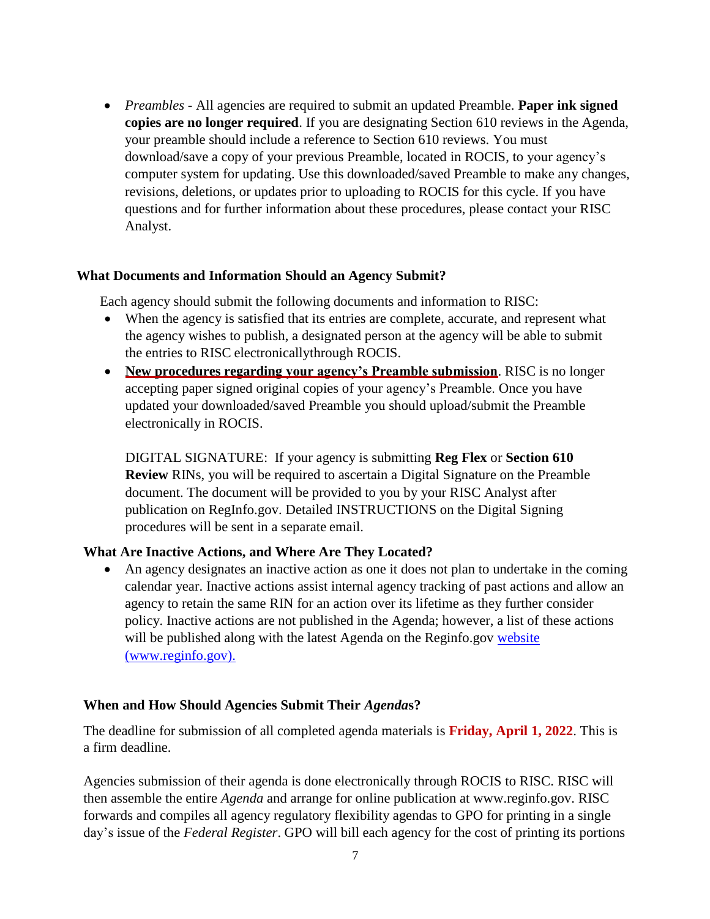- *Preambles* - All agencies are required to submit an updated Preamble. **Paper ink signed copies are no longer required**. If you are designating Section 610 reviews in the Agenda, your preamble should include a reference to Section 610 reviews. You must download/save a copy of your previous Preamble, located in ROCIS, to your agency's computer system for updating. Use this downloaded/saved Preamble to make any changes, revisions, deletions, or updates prior to uploading to ROCIS for this cycle. If you have questions and for further information about these procedures, please contact your RISC Analyst.

### What Documents and Information Should an Agency Submit?

Each agency should submit the following documents and information to RISC:

- When the agency is satisfied that its entries are complete, accurate, and represent what the agency wishes to publish, a designated person at the agency will be able to submit the entries to RISC electronicallythrough ROCIS.
- **New procedures regarding your agency's Preamble submission**. RISC is no longer accepting paper signed original copies of your agency's Preamble. Once you have updated your downloaded/saved Preamble you should upload/submit the Preamble electronically in ROCIS.

  DIGITAL SIGNATURE: If your agency is submitting **Reg Flex** or **Section 610 Review** RINs, you will be required to ascertain a Digital Signature on the Preamble document. The document will be provided to you by your RISC Analyst after publication on RegInfo.gov. Detailed INSTRUCTIONS on the Digital Signing procedures will be sent in a separate email.

### What Are Inactive Actions, and Where Are They Located?

- An agency designates an inactive action as one it does not plan to undertake in the coming calendar year. Inactive actions assist internal agency tracking of past actions and allow an agency to retain the same RIN for an action over its lifetime as they further consider policy. Inactive actions are not published in the Agenda; however, a list of these actions will be published along with the latest Agenda on the Reginfo.gov [website (www.reginfo.gov).](http://www.reginfo.gov)

### When and How Should Agencies Submit Their *Agenda*s?

The deadline for submission of all completed agenda materials is **Friday, April 1, 2022**. This is a firm deadline.

Agencies submission of their agenda is done electronically through ROCIS to RISC. RISC will then assemble the entire *Agenda* and arrange for online publication at www.reginfo.gov. RISC forwards and compiles all agency regulatory flexibility agendas to GPO for printing in a single day's issue of the *Federal Register*. GPO will bill each agency for the cost of printing its portions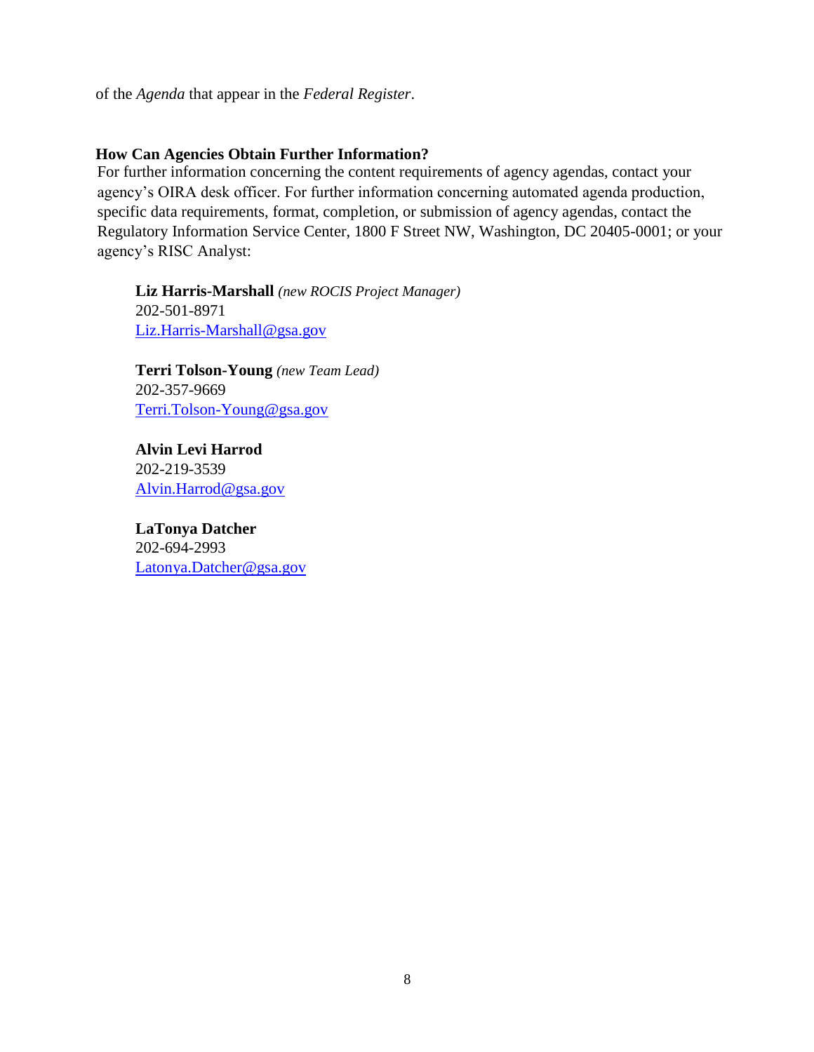of the *Agenda* that appear in the *Federal Register*.

### How Can Agencies Obtain Further Information?

For further information concerning the content requirements of agency agendas, contact your agency's OIRA desk officer. For further information concerning automated agenda production, specific data requirements, format, completion, or submission of agency agendas, contact the Regulatory Information Service Center, 1800 F Street NW, Washington, DC 20405-0001; or your agency's RISC Analyst:

**Liz Harris-Marshall** *(new ROCIS Project Manager)*
202-501-8971
Liz.Harris-Marshall@gsa.gov

**Terri Tolson-Young** *(new Team Lead)*
202-357-9669
Terri.Tolson-Young@gsa.gov

**Alvin Levi Harrod**
202-219-3539
Alvin.Harrod@gsa.gov

**LaTonya Datcher**
202-694-2993
Latonya.Datcher@gsa.gov